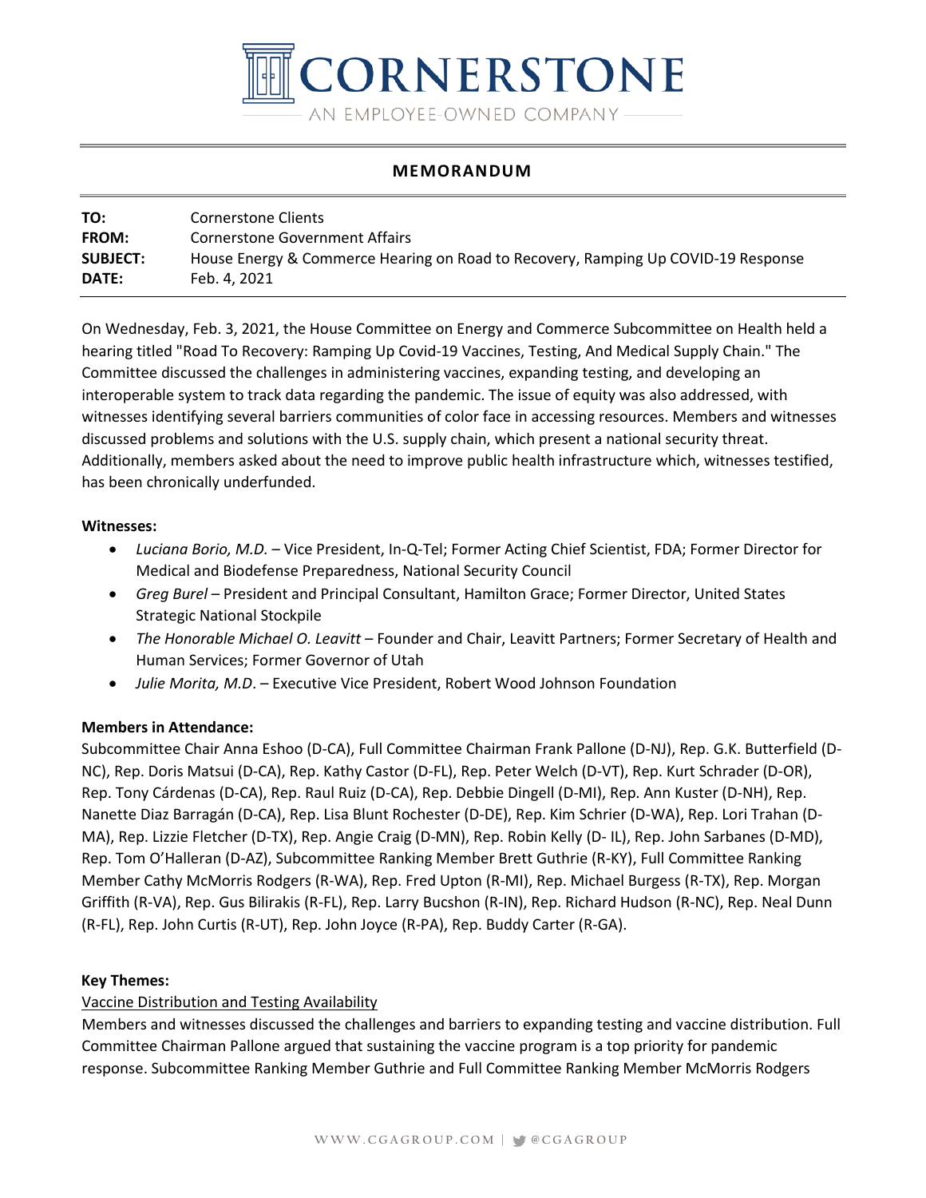# CORNERSTONE

AN EMPLOYEE-OWNED COMPANY

## MEMORANDUM

**TO:** Cornerstone Clients
**FROM:** Cornerstone Government Affairs
**SUBJECT:** House Energy & Commerce Hearing on Road to Recovery, Ramping Up COVID-19 Response
**DATE:** Feb. 4, 2021

On Wednesday, Feb. 3, 2021, the House Committee on Energy and Commerce Subcommittee on Health held a hearing titled "Road To Recovery: Ramping Up Covid-19 Vaccines, Testing, And Medical Supply Chain." The Committee discussed the challenges in administering vaccines, expanding testing, and developing an interoperable system to track data regarding the pandemic. The issue of equity was also addressed, with witnesses identifying several barriers communities of color face in accessing resources. Members and witnesses discussed problems and solutions with the U.S. supply chain, which present a national security threat. Additionally, members asked about the need to improve public health infrastructure which, witnesses testified, has been chronically underfunded.

**Witnesses:**

- *Luciana Borio, M.D.* – Vice President, In-Q-Tel; Former Acting Chief Scientist, FDA; Former Director for Medical and Biodefense Preparedness, National Security Council
- *Greg Burel* – President and Principal Consultant, Hamilton Grace; Former Director, United States Strategic National Stockpile
- *The Honorable Michael O. Leavitt* – Founder and Chair, Leavitt Partners; Former Secretary of Health and Human Services; Former Governor of Utah
- *Julie Morita, M.D*. – Executive Vice President, Robert Wood Johnson Foundation

**Members in Attendance:**
Subcommittee Chair Anna Eshoo (D-CA), Full Committee Chairman Frank Pallone (D-NJ), Rep. G.K. Butterfield (D-NC), Rep. Doris Matsui (D-CA), Rep. Kathy Castor (D-FL), Rep. Peter Welch (D-VT), Rep. Kurt Schrader (D-OR), Rep. Tony Cárdenas (D-CA), Rep. Raul Ruiz (D-CA), Rep. Debbie Dingell (D-MI), Rep. Ann Kuster (D-NH), Rep. Nanette Diaz Barragán (D-CA), Rep. Lisa Blunt Rochester (D-DE), Rep. Kim Schrier (D-WA), Rep. Lori Trahan (D-MA), Rep. Lizzie Fletcher (D-TX), Rep. Angie Craig (D-MN), Rep. Robin Kelly (D- IL), Rep. John Sarbanes (D-MD), Rep. Tom O'Halleran (D-AZ), Subcommittee Ranking Member Brett Guthrie (R-KY), Full Committee Ranking Member Cathy McMorris Rodgers (R-WA), Rep. Fred Upton (R-MI), Rep. Michael Burgess (R-TX), Rep. Morgan Griffith (R-VA), Rep. Gus Bilirakis (R-FL), Rep. Larry Bucshon (R-IN), Rep. Richard Hudson (R-NC), Rep. Neal Dunn (R-FL), Rep. John Curtis (R-UT), Rep. John Joyce (R-PA), Rep. Buddy Carter (R-GA).

**Key Themes:**

<u>Vaccine Distribution and Testing Availability</u>

Members and witnesses discussed the challenges and barriers to expanding testing and vaccine distribution. Full Committee Chairman Pallone argued that sustaining the vaccine program is a top priority for pandemic response. Subcommittee Ranking Member Guthrie and Full Committee Ranking Member McMorris Rodgers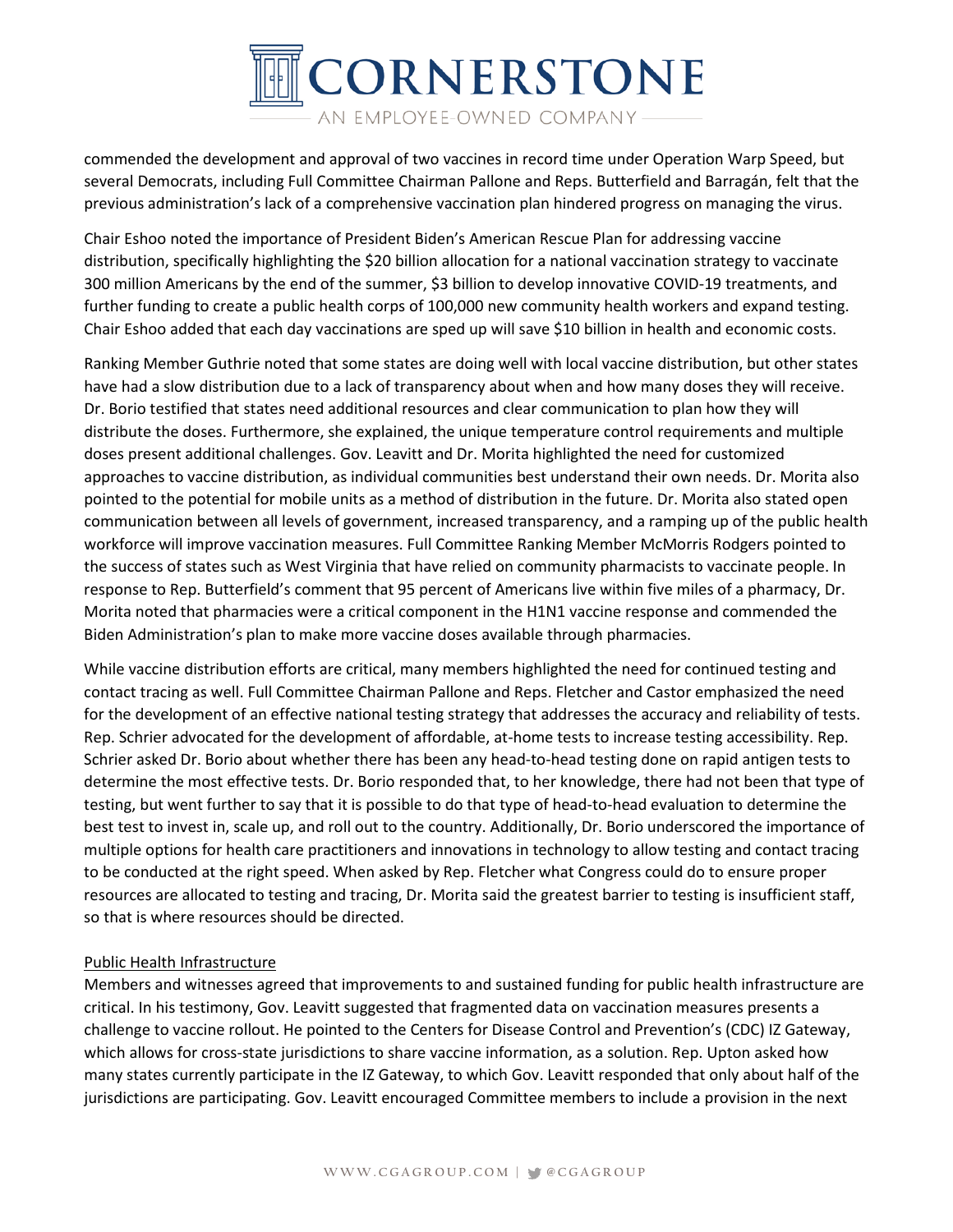commended the development and approval of two vaccines in record time under Operation Warp Speed, but several Democrats, including Full Committee Chairman Pallone and Reps. Butterfield and Barragán, felt that the previous administration's lack of a comprehensive vaccination plan hindered progress on managing the virus.

Chair Eshoo noted the importance of President Biden's American Rescue Plan for addressing vaccine distribution, specifically highlighting the $20 billion allocation for a national vaccination strategy to vaccinate 300 million Americans by the end of the summer, $3 billion to develop innovative COVID-19 treatments, and further funding to create a public health corps of 100,000 new community health workers and expand testing. Chair Eshoo added that each day vaccinations are sped up will save $10 billion in health and economic costs.

Ranking Member Guthrie noted that some states are doing well with local vaccine distribution, but other states have had a slow distribution due to a lack of transparency about when and how many doses they will receive. Dr. Borio testified that states need additional resources and clear communication to plan how they will distribute the doses. Furthermore, she explained, the unique temperature control requirements and multiple doses present additional challenges. Gov. Leavitt and Dr. Morita highlighted the need for customized approaches to vaccine distribution, as individual communities best understand their own needs. Dr. Morita also pointed to the potential for mobile units as a method of distribution in the future. Dr. Morita also stated open communication between all levels of government, increased transparency, and a ramping up of the public health workforce will improve vaccination measures. Full Committee Ranking Member McMorris Rodgers pointed to the success of states such as West Virginia that have relied on community pharmacists to vaccinate people. In response to Rep. Butterfield's comment that 95 percent of Americans live within five miles of a pharmacy, Dr. Morita noted that pharmacies were a critical component in the H1N1 vaccine response and commended the Biden Administration's plan to make more vaccine doses available through pharmacies.

While vaccine distribution efforts are critical, many members highlighted the need for continued testing and contact tracing as well. Full Committee Chairman Pallone and Reps. Fletcher and Castor emphasized the need for the development of an effective national testing strategy that addresses the accuracy and reliability of tests. Rep. Schrier advocated for the development of affordable, at-home tests to increase testing accessibility. Rep. Schrier asked Dr. Borio about whether there has been any head-to-head testing done on rapid antigen tests to determine the most effective tests. Dr. Borio responded that, to her knowledge, there had not been that type of testing, but went further to say that it is possible to do that type of head-to-head evaluation to determine the best test to invest in, scale up, and roll out to the country. Additionally, Dr. Borio underscored the importance of multiple options for health care practitioners and innovations in technology to allow testing and contact tracing to be conducted at the right speed. When asked by Rep. Fletcher what Congress could do to ensure proper resources are allocated to testing and tracing, Dr. Morita said the greatest barrier to testing is insufficient staff, so that is where resources should be directed.

## Public Health Infrastructure

Members and witnesses agreed that improvements to and sustained funding for public health infrastructure are critical. In his testimony, Gov. Leavitt suggested that fragmented data on vaccination measures presents a challenge to vaccine rollout. He pointed to the Centers for Disease Control and Prevention's (CDC) IZ Gateway, which allows for cross-state jurisdictions to share vaccine information, as a solution. Rep. Upton asked how many states currently participate in the IZ Gateway, to which Gov. Leavitt responded that only about half of the jurisdictions are participating. Gov. Leavitt encouraged Committee members to include a provision in the next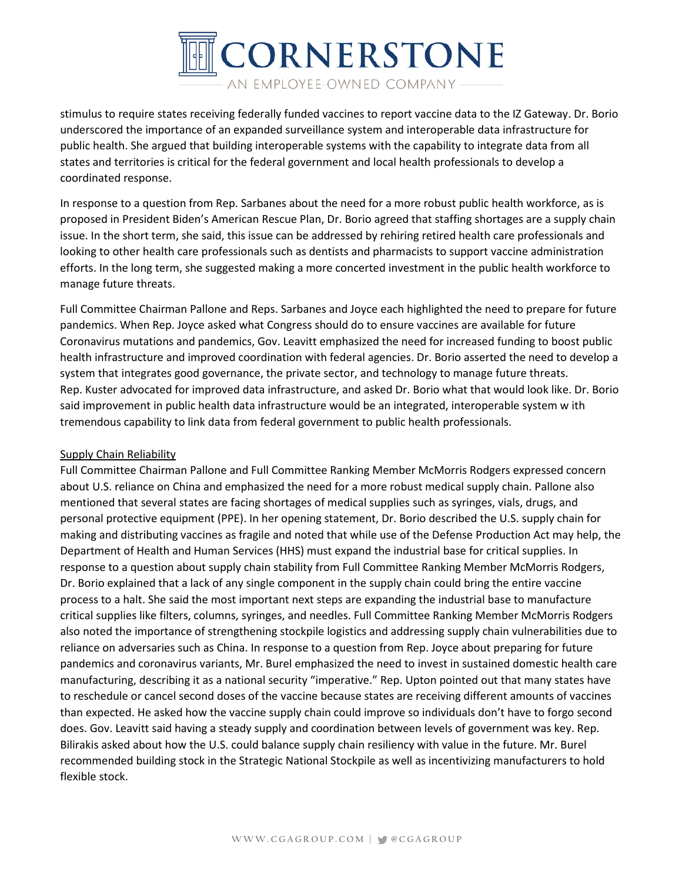stimulus to require states receiving federally funded vaccines to report vaccine data to the IZ Gateway. Dr. Borio underscored the importance of an expanded surveillance system and interoperable data infrastructure for public health. She argued that building interoperable systems with the capability to integrate data from all states and territories is critical for the federal government and local health professionals to develop a coordinated response.

In response to a question from Rep. Sarbanes about the need for a more robust public health workforce, as is proposed in President Biden's American Rescue Plan, Dr. Borio agreed that staffing shortages are a supply chain issue. In the short term, she said, this issue can be addressed by rehiring retired health care professionals and looking to other health care professionals such as dentists and pharmacists to support vaccine administration efforts. In the long term, she suggested making a more concerted investment in the public health workforce to manage future threats.

Full Committee Chairman Pallone and Reps. Sarbanes and Joyce each highlighted the need to prepare for future pandemics. When Rep. Joyce asked what Congress should do to ensure vaccines are available for future Coronavirus mutations and pandemics, Gov. Leavitt emphasized the need for increased funding to boost public health infrastructure and improved coordination with federal agencies. Dr. Borio asserted the need to develop a system that integrates good governance, the private sector, and technology to manage future threats. Rep. Kuster advocated for improved data infrastructure, and asked Dr. Borio what that would look like. Dr. Borio said improvement in public health data infrastructure would be an integrated, interoperable system w ith tremendous capability to link data from federal government to public health professionals.

<u>Supply Chain Reliability</u>

Full Committee Chairman Pallone and Full Committee Ranking Member McMorris Rodgers expressed concern about U.S. reliance on China and emphasized the need for a more robust medical supply chain. Pallone also mentioned that several states are facing shortages of medical supplies such as syringes, vials, drugs, and personal protective equipment (PPE). In her opening statement, Dr. Borio described the U.S. supply chain for making and distributing vaccines as fragile and noted that while use of the Defense Production Act may help, the Department of Health and Human Services (HHS) must expand the industrial base for critical supplies. In response to a question about supply chain stability from Full Committee Ranking Member McMorris Rodgers, Dr. Borio explained that a lack of any single component in the supply chain could bring the entire vaccine process to a halt. She said the most important next steps are expanding the industrial base to manufacture critical supplies like filters, columns, syringes, and needles. Full Committee Ranking Member McMorris Rodgers also noted the importance of strengthening stockpile logistics and addressing supply chain vulnerabilities due to reliance on adversaries such as China. In response to a question from Rep. Joyce about preparing for future pandemics and coronavirus variants, Mr. Burel emphasized the need to invest in sustained domestic health care manufacturing, describing it as a national security "imperative." Rep. Upton pointed out that many states have to reschedule or cancel second doses of the vaccine because states are receiving different amounts of vaccines than expected. He asked how the vaccine supply chain could improve so individuals don't have to forgo second does. Gov. Leavitt said having a steady supply and coordination between levels of government was key. Rep. Bilirakis asked about how the U.S. could balance supply chain resiliency with value in the future. Mr. Burel recommended building stock in the Strategic National Stockpile as well as incentivizing manufacturers to hold flexible stock.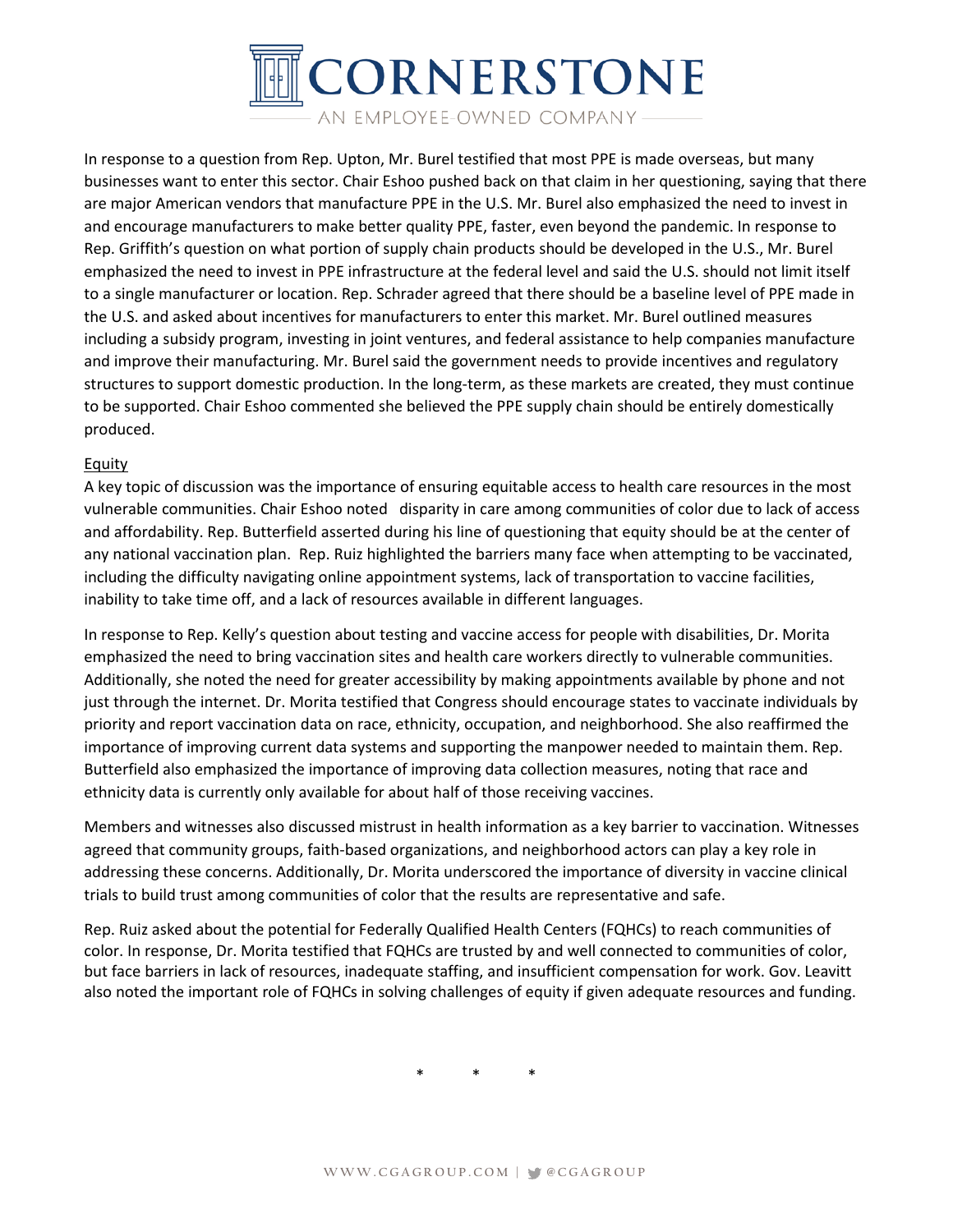In response to a question from Rep. Upton, Mr. Burel testified that most PPE is made overseas, but many businesses want to enter this sector. Chair Eshoo pushed back on that claim in her questioning, saying that there are major American vendors that manufacture PPE in the U.S. Mr. Burel also emphasized the need to invest in and encourage manufacturers to make better quality PPE, faster, even beyond the pandemic. In response to Rep. Griffith's question on what portion of supply chain products should be developed in the U.S., Mr. Burel emphasized the need to invest in PPE infrastructure at the federal level and said the U.S. should not limit itself to a single manufacturer or location. Rep. Schrader agreed that there should be a baseline level of PPE made in the U.S. and asked about incentives for manufacturers to enter this market. Mr. Burel outlined measures including a subsidy program, investing in joint ventures, and federal assistance to help companies manufacture and improve their manufacturing. Mr. Burel said the government needs to provide incentives and regulatory structures to support domestic production. In the long-term, as these markets are created, they must continue to be supported. Chair Eshoo commented she believed the PPE supply chain should be entirely domestically produced.

<u>Equity</u>

A key topic of discussion was the importance of ensuring equitable access to health care resources in the most vulnerable communities. Chair Eshoo noted disparity in care among communities of color due to lack of access and affordability. Rep. Butterfield asserted during his line of questioning that equity should be at the center of any national vaccination plan. Rep. Ruiz highlighted the barriers many face when attempting to be vaccinated, including the difficulty navigating online appointment systems, lack of transportation to vaccine facilities, inability to take time off, and a lack of resources available in different languages.

In response to Rep. Kelly's question about testing and vaccine access for people with disabilities, Dr. Morita emphasized the need to bring vaccination sites and health care workers directly to vulnerable communities. Additionally, she noted the need for greater accessibility by making appointments available by phone and not just through the internet. Dr. Morita testified that Congress should encourage states to vaccinate individuals by priority and report vaccination data on race, ethnicity, occupation, and neighborhood. She also reaffirmed the importance of improving current data systems and supporting the manpower needed to maintain them. Rep. Butterfield also emphasized the importance of improving data collection measures, noting that race and ethnicity data is currently only available for about half of those receiving vaccines.

Members and witnesses also discussed mistrust in health information as a key barrier to vaccination. Witnesses agreed that community groups, faith-based organizations, and neighborhood actors can play a key role in addressing these concerns. Additionally, Dr. Morita underscored the importance of diversity in vaccine clinical trials to build trust among communities of color that the results are representative and safe.

Rep. Ruiz asked about the potential for Federally Qualified Health Centers (FQHCs) to reach communities of color. In response, Dr. Morita testified that FQHCs are trusted by and well connected to communities of color, but face barriers in lack of resources, inadequate staffing, and insufficient compensation for work. Gov. Leavitt also noted the important role of FQHCs in solving challenges of equity if given adequate resources and funding.

\* \* \*